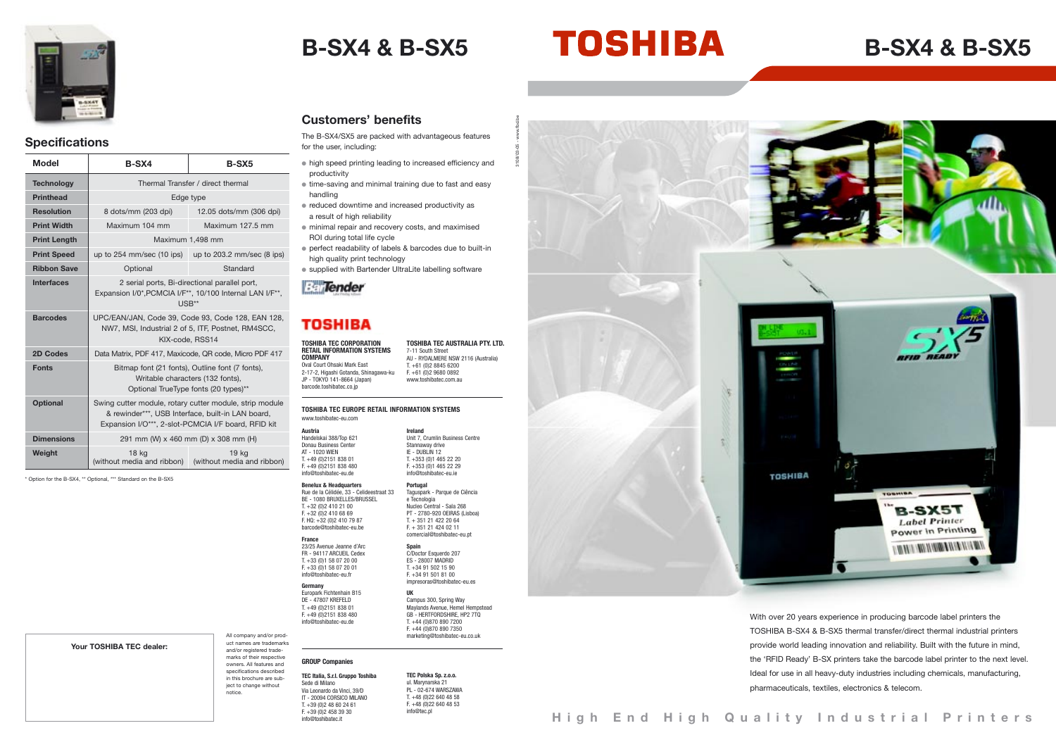# B-SX4 & B-SX5

## Specifications

| Model | B-SX4 | B-SX5 |
|---|---|---|
| Technology | Thermal Transfer / direct thermal | |
| Printhead | Edge type | |
| Resolution | 8 dots/mm (203 dpi) | 12.05 dots/mm (306 dpi) |
| Print Width | Maximum 104 mm | Maximum 127.5 mm |
| Print Length | Maximum 1,498 mm | |
| Print Speed | up to 254 mm/sec (10 ips) | up to 203.2 mm/sec (8 ips) |
| Ribbon Save | Optional | Standard |
| Interfaces | 2 serial ports, Bi-directional parallel port, Expansion I/O*,PCMCIA I/F**, 10/100 Internal LAN I/F**, USB** | |
| Barcodes | UPC/EAN/JAN, Code 39, Code 93, Code 128, EAN 128, NW7, MSI, Industrial 2 of 5, ITF, Postnet, RM4SCC, KIX-code, RSS14 | |
| 2D Codes | Data Matrix, PDF 417, Maxicode, QR code, Micro PDF 417 | |
| Fonts | Bitmap font (21 fonts), Outline font (7 fonts), Writable characters (132 fonts), Optional TrueType fonts (20 types)** | |
| Optional | Swing cutter module, rotary cutter module, strip module & rewinder***, USB Interface, built-in LAN board, Expansion I/O***, 2-slot-PCMCIA I/F board, RFID kit | |
| Dimensions | 291 mm (W) x 460 mm (D) x 308 mm (H) | |
| Weight | 18 kg (without media and ribbon) | 19 kg (without media and ribbon) |

\* Option for the B-SX4, ** Optional, *** Standard on the B-SX5

**Your TOSHIBA TEC dealer:**

All company and/or product names are trademarks and/or registered trademarks of their respective owners. All features and specifications described in this brochure are subject to change without notice.

## Customers' benefits

The B-SX4/SX5 are packed with advantageous features for the user, including:

- high speed printing leading to increased efficiency and productivity
- time-saving and minimal training due to fast and easy handling
- reduced downtime and increased productivity as a result of high reliability
- minimal repair and recovery costs, and maximised ROI during total life cycle
- perfect readability of labels & barcodes due to built-in high quality print technology
- supplied with Bartender UltraLite labelling software

**TOSHIBA**

**TOSHIBA TEC CORPORATION RETAIL INFORMATION SYSTEMS COMPANY**
Oval Court Ohsaki Mark East
2-17-2, Higashi Gotanda, Shinagawa-ku
JP - TOKYO 141-8664 (Japan)
barcode.toshibatec.co.jp

**TOSHIBA TEC AUSTRALIA PTY. LTD.**
7-11 South Street
AU - RYDALMERE NSW 2116 (Australia)
T. +61 (0)2 8845 6200
F. +61 (0)2 9680 0892
www.toshibatec.com.au

**TOSHIBA TEC EUROPE RETAIL INFORMATION SYSTEMS**
www.toshibatec-eu.com

**Austria**
Handelskai 388/Top 621
Donau Business Center
AT - 1020 WIEN
T. +49 (0)2151 838 01
F. +49 (0)2151 838 480
info@toshibatec-eu.de

**Benelux & Headquarters**
Rue de la Célidée, 33 - Celideestraat 33
BE - 1080 BRUXELLES/BRUSSEL
T. +32 (0)2 410 21 00
F. +32 (0)2 410 68 69
F. HQ: +32 (0)2 410 79 87
barcode@toshibatec-eu.be

**France**
23/25 Avenue Jeanne d'Arc
FR - 94117 ARCUEIL Cedex
T. +33 (0)1 58 07 20 00
F. +33 (0)1 58 07 20 01
info@toshibatec-eu.fr

**Germany**
Europark Fichtenhain B15
DE - 47807 KREFELD
T. +49 (0)2151 838 01
F. +49 (0)2151 838 480
info@toshibatec-eu.de

**Ireland**
Unit 7, Crumlin Business Centre
Stannaway drive
IE - DUBLIN 12
T. +353 (0)1 465 22 20
F. +353 (0)1 465 22 29
info@toshibatec-eu.ie

**Portugal**
Taguspark - Parque de Ciência e Tecnologia
Nucleo Central - Sala 268
PT - 2780-920 OEIRAS (Lisboa)
T. + 351 21 422 20 64
F. + 351 21 424 02 11
comercial@toshibatec-eu.pt

**Spain**
C/Doctor Esquerdo 207
ES - 28007 MADRID
T. +34 91 502 15 90
F. +34 91 501 81 00
impresoras@toshibatec-eu.es

**UK**
Campus 300, Spring Way
Maylands Avenue, Hemel Hempstead
GB - HERTFORDSHIRE, HP2 7TQ
T. +44 (0)870 890 7200
F. +44 (0)870 890 7350
marketing@toshibatec-eu.co.uk

**GROUP Companies**

**TEC Italia, S.r.l. Gruppo Toshiba**
Sede di Milano
Via Leonardo da Vinci, 39/D
IT - 20094 CORSICO MILANO
T. +39 (0)2 48 60 24 61
F. +39 (0)2 458 39 30
info@toshibatec.it

**TEC Polska Sp. z.o.o.**
ul. Marynarska 21
PL - 02-674 WARSZAWA
T. +48 (0)22 640 48 58
F. +48 (0)22 640 48 53
info@tec.pl

# TOSHIBA

# B-SX4 & B-SX5

With over 20 years experience in producing barcode label printers the TOSHIBA B-SX4 & B-SX5 thermal transfer/direct thermal industrial printers provide world leading innovation and reliability. Built with the future in mind, the 'RFID Ready' B-SX printers take the barcode label printer to the next level. Ideal for use in all heavy-duty industries including chemicals, manufacturing, pharmaceuticals, textiles, electronics & telecom.

**High End High Quality Industrial Printers**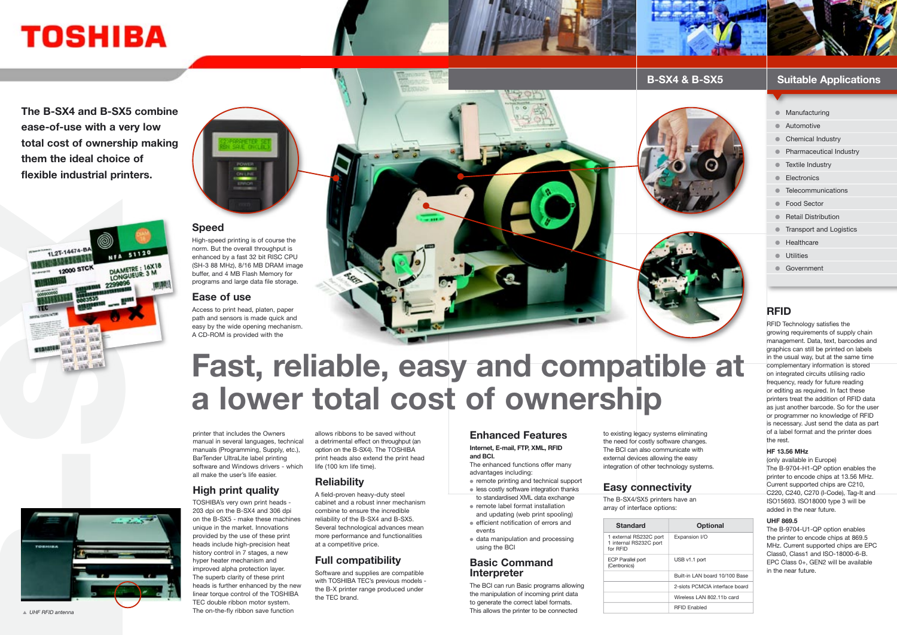# TOSHIBA

**The B-SX4 and B-SX5 combine ease-of-use with a very low total cost of ownership making them the ideal choice of flexible industrial printers.**

## B-SX4 & B-SX5

## Speed

High-speed printing is of course the norm. But the overall throughput is enhanced by a fast 32 bit RISC CPU (SH-3 88 MHz), 8/16 MB DRAM image buffer, and 4 MB Flash Memory for programs and large data file storage.

## Ease of use

Access to print head, platen, paper path and sensors is made quick and easy by the wide opening mechanism. A CD-ROM is provided with the printer that includes the Owners manual in several languages, technical manuals (Programming, Supply, etc.), BarTender UltraLite label printing software and Windows drivers - which all make the user's life easier.

# Fast, reliable, easy and compatible at a lower total cost of ownership

## High print quality

TOSHIBA's very own print heads - 203 dpi on the B-SX4 and 306 dpi on the B-SX5 - make these machines unique in the market. Innovations provided by the use of these print heads include high-precision heat history control in 7 stages, a new hyper heater mechanism and improved alpha protection layer. The superb clarity of these print heads is further enhanced by the new linear torque control of the TOSHIBA TEC double ribbon motor system. The on-the-fly ribbon save function allows ribbons to be saved without a detrimental effect on throughput (an option on the B-SX4). The TOSHIBA print heads also extend the print head life (100 km life time).

## Reliability

A field-proven heavy-duty steel cabinet and a robust inner mechanism combine to ensure the incredible reliability of the B-SX4 and B-SX5. Several technological advances mean more performance and functionalities at a competitive price.

## Full compatibility

Software and supplies are compatible with TOSHIBA TEC's previous models - the B-X printer range produced under the TEC brand.

## Enhanced Features

**Internet, E-mail, FTP, XML, RFID and BCI.**

The enhanced functions offer many advantages including:

- remote printing and technical support
- less costly software integration thanks to standardised XML data exchange
- remote label format installation and updating (web print spooling)
- efficient notification of errors and events
- data manipulation and processing using the BCI

## Basic Command Interpreter

The BCI can run Basic programs allowing the manipulation of incoming print data to generate the correct label formats. This allows the printer to be connected to existing legacy systems eliminating the need for costly software changes. The BCI can also communicate with external devices allowing the easy integration of other technology systems.

## Easy connectivity

The B-SX4/SX5 printers have an array of interface options:

| Standard | Optional |
|---|---|
| 1 external RS232C port<br>1 internal RS232C port for RFID | Expansion I/O |
| ECP Parallel port (Centronics) | USB v1.1 port |
| | Built-in LAN board 10/100 Base |
| | 2-slots PCMCIA interface board |
| | Wireless LAN 802.11b card |
| | RFID Enabled |

▲ UHF RFID antenna

## Suitable Applications

- Manufacturing
- Automotive
- Chemical Industry
- Pharmaceutical Industry
- Textile Industry
- Electronics
- Telecommunications
- Food Sector
- Retail Distribution
- Transport and Logistics
- Healthcare
- Utilities
- Government

## RFID

RFID Technology satisfies the growing requirements of supply chain management. Data, text, barcodes and graphics can still be printed on labels in the usual way, but at the same time complementary information is stored on integrated circuits utilising radio frequency, ready for future reading or editing as required. In fact these printers treat the addition of RFID data as just another barcode. So for the user or programmer no knowledge of RFID is necessary. Just send the data as part of a label format and the printer does the rest.

**HF 13.56 MHz**

(only available in Europe)
The B-9704-H1-QP option enables the printer to encode chips at 13.56 MHz. Current supported chips are C210, C220, C240, C270 (I-Code), Tag-It and ISO15693. ISO18000 type 3 will be added in the near future.

**UHF 869.5**

The B-9704-U1-QP option enables the printer to encode chips at 869.5 MHz. Current supported chips are EPC Class0, Class1 and ISO-18000-6-B. EPC Class 0+, GEN2 will be available in the near future.